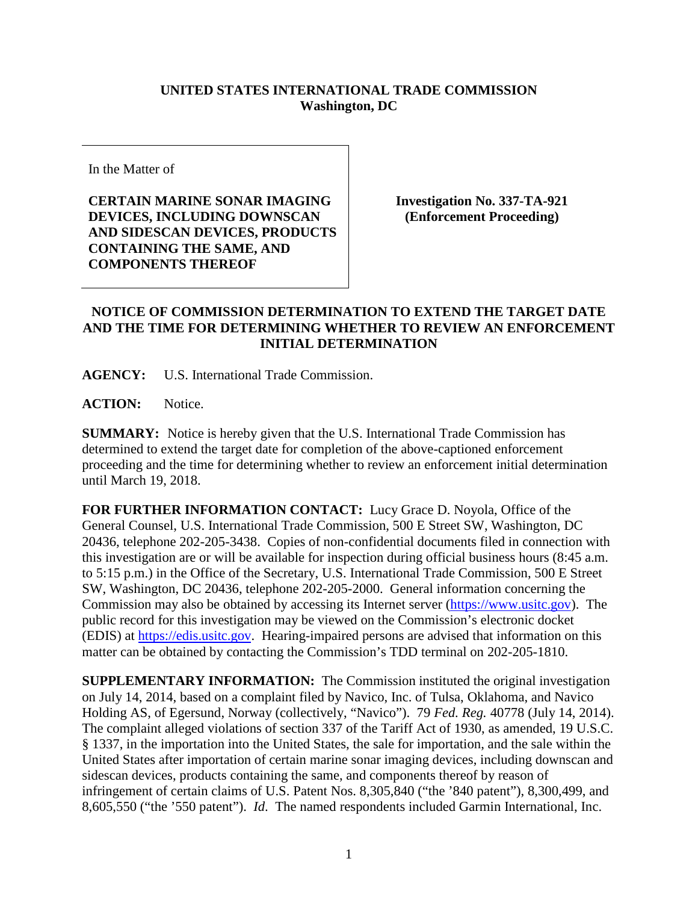**UNITED STATES INTERNATIONAL TRADE COMMISSION**
**Washington, DC**

In the Matter of

**CERTAIN MARINE SONAR IMAGING DEVICES, INCLUDING DOWNSCAN AND SIDESCAN DEVICES, PRODUCTS CONTAINING THE SAME, AND COMPONENTS THEREOF**

**Investigation No. 337-TA-921 (Enforcement Proceeding)**

## NOTICE OF COMMISSION DETERMINATION TO EXTEND THE TARGET DATE AND THE TIME FOR DETERMINING WHETHER TO REVIEW AN ENFORCEMENT INITIAL DETERMINATION

**AGENCY:** U.S. International Trade Commission.

**ACTION:** Notice.

**SUMMARY:** Notice is hereby given that the U.S. International Trade Commission has determined to extend the target date for completion of the above-captioned enforcement proceeding and the time for determining whether to review an enforcement initial determination until March 19, 2018.

**FOR FURTHER INFORMATION CONTACT:** Lucy Grace D. Noyola, Office of the General Counsel, U.S. International Trade Commission, 500 E Street SW, Washington, DC 20436, telephone 202-205-3438. Copies of non-confidential documents filed in connection with this investigation are or will be available for inspection during official business hours (8:45 a.m. to 5:15 p.m.) in the Office of the Secretary, U.S. International Trade Commission, 500 E Street SW, Washington, DC 20436, telephone 202-205-2000. General information concerning the Commission may also be obtained by accessing its Internet server (https://www.usitc.gov). The public record for this investigation may be viewed on the Commission's electronic docket (EDIS) at https://edis.usitc.gov. Hearing-impaired persons are advised that information on this matter can be obtained by contacting the Commission's TDD terminal on 202-205-1810.

**SUPPLEMENTARY INFORMATION:** The Commission instituted the original investigation on July 14, 2014, based on a complaint filed by Navico, Inc. of Tulsa, Oklahoma, and Navico Holding AS, of Egersund, Norway (collectively, "Navico"). 79 *Fed. Reg.* 40778 (July 14, 2014). The complaint alleged violations of section 337 of the Tariff Act of 1930, as amended, 19 U.S.C. § 1337, in the importation into the United States, the sale for importation, and the sale within the United States after importation of certain marine sonar imaging devices, including downscan and sidescan devices, products containing the same, and components thereof by reason of infringement of certain claims of U.S. Patent Nos. 8,305,840 ("the '840 patent"), 8,300,499, and 8,605,550 ("the '550 patent"). *Id*. The named respondents included Garmin International, Inc.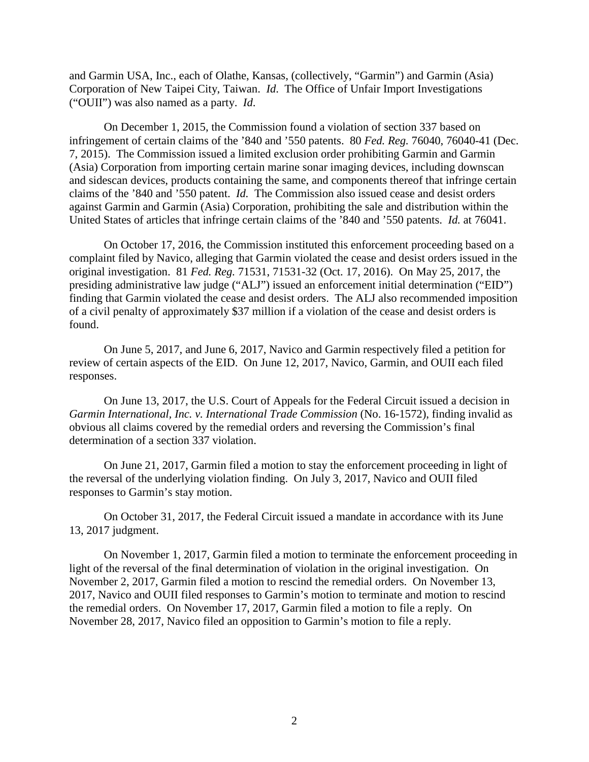and Garmin USA, Inc., each of Olathe, Kansas, (collectively, "Garmin") and Garmin (Asia) Corporation of New Taipei City, Taiwan. *Id*. The Office of Unfair Import Investigations ("OUII") was also named as a party. *Id*.

On December 1, 2015, the Commission found a violation of section 337 based on infringement of certain claims of the '840 and '550 patents. 80 *Fed. Reg.* 76040, 76040-41 (Dec. 7, 2015). The Commission issued a limited exclusion order prohibiting Garmin and Garmin (Asia) Corporation from importing certain marine sonar imaging devices, including downscan and sidescan devices, products containing the same, and components thereof that infringe certain claims of the '840 and '550 patent. *Id.* The Commission also issued cease and desist orders against Garmin and Garmin (Asia) Corporation, prohibiting the sale and distribution within the United States of articles that infringe certain claims of the '840 and '550 patents. *Id.* at 76041.

On October 17, 2016, the Commission instituted this enforcement proceeding based on a complaint filed by Navico, alleging that Garmin violated the cease and desist orders issued in the original investigation. 81 *Fed. Reg.* 71531, 71531-32 (Oct. 17, 2016). On May 25, 2017, the presiding administrative law judge ("ALJ") issued an enforcement initial determination ("EID") finding that Garmin violated the cease and desist orders. The ALJ also recommended imposition of a civil penalty of approximately $37 million if a violation of the cease and desist orders is found.

On June 5, 2017, and June 6, 2017, Navico and Garmin respectively filed a petition for review of certain aspects of the EID. On June 12, 2017, Navico, Garmin, and OUII each filed responses.

On June 13, 2017, the U.S. Court of Appeals for the Federal Circuit issued a decision in *Garmin International, Inc. v. International Trade Commission* (No. 16-1572), finding invalid as obvious all claims covered by the remedial orders and reversing the Commission's final determination of a section 337 violation.

On June 21, 2017, Garmin filed a motion to stay the enforcement proceeding in light of the reversal of the underlying violation finding. On July 3, 2017, Navico and OUII filed responses to Garmin's stay motion.

On October 31, 2017, the Federal Circuit issued a mandate in accordance with its June 13, 2017 judgment.

On November 1, 2017, Garmin filed a motion to terminate the enforcement proceeding in light of the reversal of the final determination of violation in the original investigation. On November 2, 2017, Garmin filed a motion to rescind the remedial orders. On November 13, 2017, Navico and OUII filed responses to Garmin's motion to terminate and motion to rescind the remedial orders. On November 17, 2017, Garmin filed a motion to file a reply. On November 28, 2017, Navico filed an opposition to Garmin's motion to file a reply.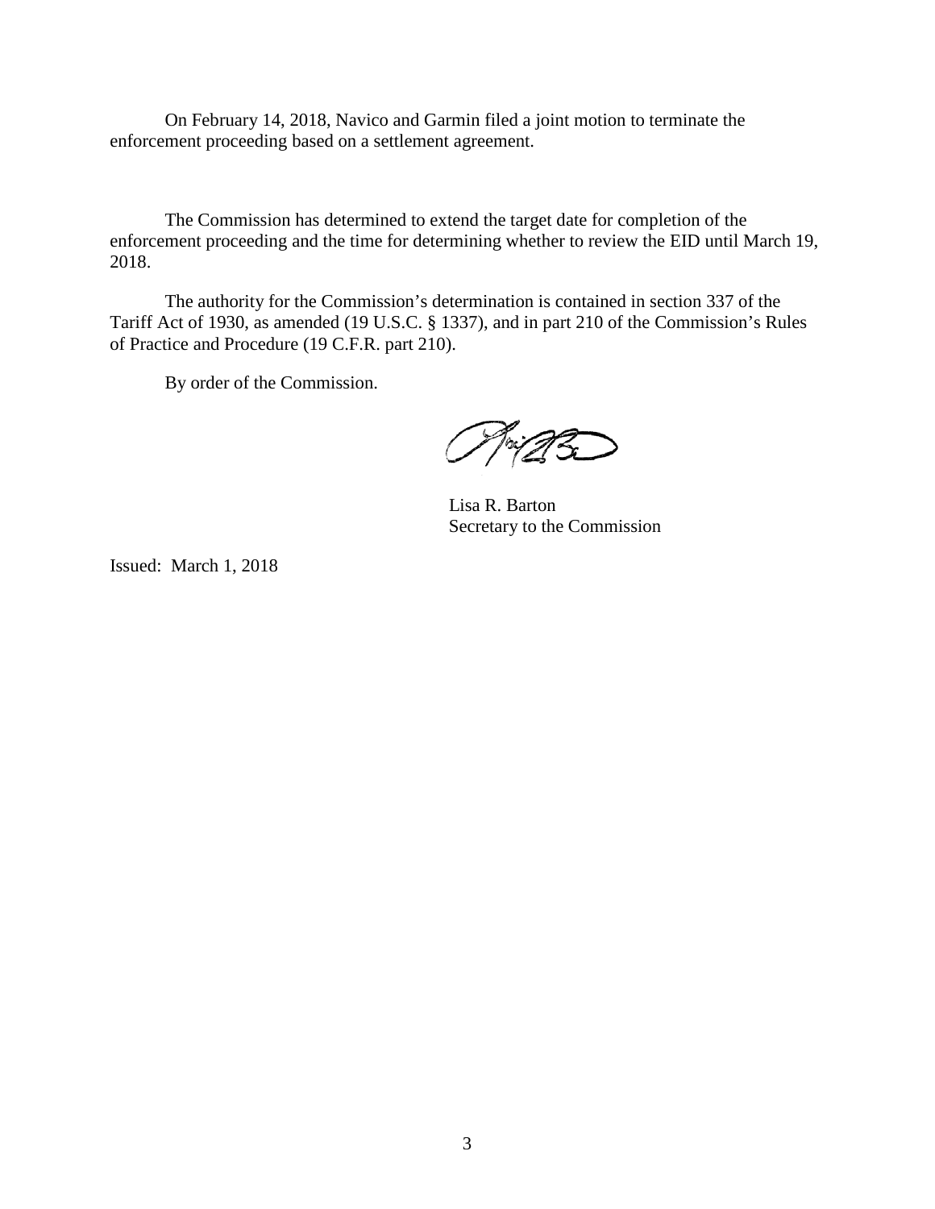On February 14, 2018, Navico and Garmin filed a joint motion to terminate the enforcement proceeding based on a settlement agreement.

The Commission has determined to extend the target date for completion of the enforcement proceeding and the time for determining whether to review the EID until March 19, 2018.

The authority for the Commission's determination is contained in section 337 of the Tariff Act of 1930, as amended (19 U.S.C. § 1337), and in part 210 of the Commission's Rules of Practice and Procedure (19 C.F.R. part 210).

By order of the Commission.

Lisa R. Barton
Secretary to the Commission

Issued: March 1, 2018